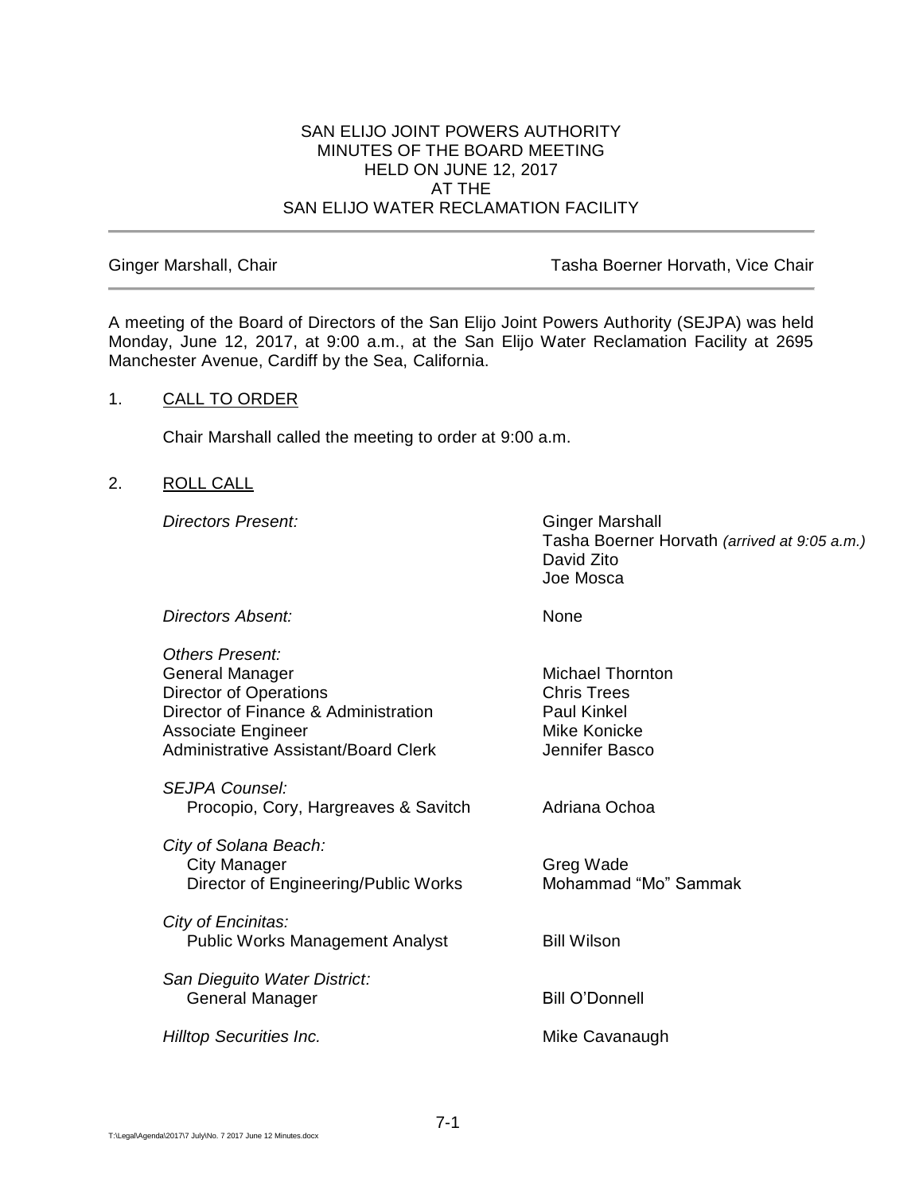SAN ELIJO JOINT POWERS AUTHORITY
MINUTES OF THE BOARD MEETING
HELD ON JUNE 12, 2017
AT THE
SAN ELIJO WATER RECLAMATION FACILITY

---

Ginger Marshall, Chair — Tasha Boerner Horvath, Vice Chair

---

A meeting of the Board of Directors of the San Elijo Joint Powers Authority (SEJPA) was held Monday, June 12, 2017, at 9:00 a.m., at the San Elijo Water Reclamation Facility at 2695 Manchester Avenue, Cardiff by the Sea, California.

1. CALL TO ORDER

   Chair Marshall called the meeting to order at 9:00 a.m.

2. ROLL CALL

| | |
|---|---|
| *Directors Present:* | Ginger Marshall<br>Tasha Boerner Horvath *(arrived at 9:05 a.m.)*<br>David Zito<br>Joe Mosca |
| *Directors Absent:* | None |
| *Others Present:* | |
| General Manager | Michael Thornton |
| Director of Operations | Chris Trees |
| Director of Finance & Administration | Paul Kinkel |
| Associate Engineer | Mike Konicke |
| Administrative Assistant/Board Clerk | Jennifer Basco |
| *SEJPA Counsel:* | |
| Procopio, Cory, Hargreaves & Savitch | Adriana Ochoa |
| *City of Solana Beach:* | |
| City Manager | Greg Wade |
| Director of Engineering/Public Works | Mohammad "Mo" Sammak |
| *City of Encinitas:* | |
| Public Works Management Analyst | Bill Wilson |
| *San Dieguito Water District:* | |
| General Manager | Bill O'Donnell |
| *Hilltop Securities Inc.* | Mike Cavanaugh |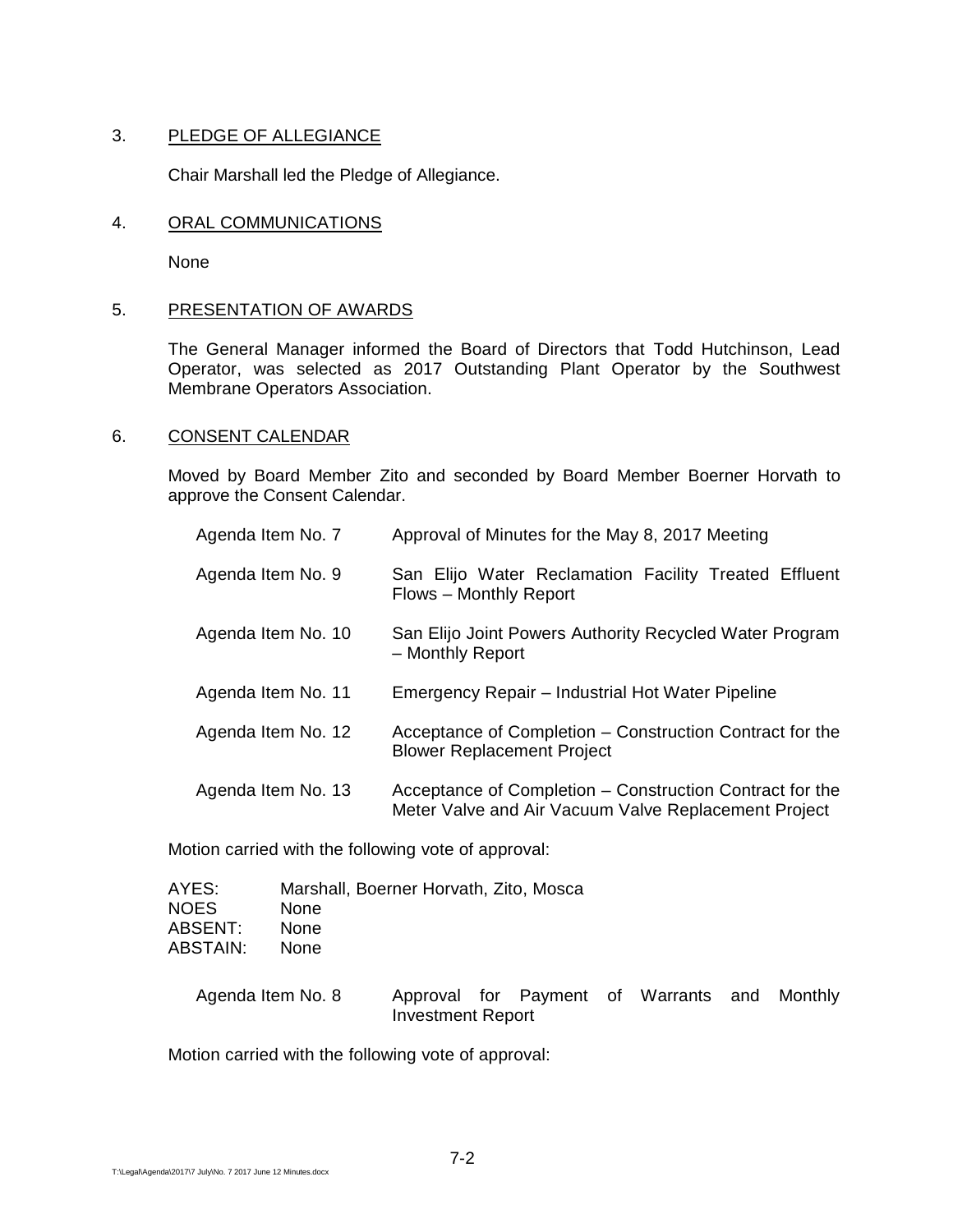3. PLEDGE OF ALLEGIANCE

   Chair Marshall led the Pledge of Allegiance.

4. ORAL COMMUNICATIONS

   None

5. PRESENTATION OF AWARDS

   The General Manager informed the Board of Directors that Todd Hutchinson, Lead Operator, was selected as 2017 Outstanding Plant Operator by the Southwest Membrane Operators Association.

6. CONSENT CALENDAR

   Moved by Board Member Zito and seconded by Board Member Boerner Horvath to approve the Consent Calendar.

| | |
|---|---|
| Agenda Item No. 7 | Approval of Minutes for the May 8, 2017 Meeting |
| Agenda Item No. 9 | San Elijo Water Reclamation Facility Treated Effluent Flows – Monthly Report |
| Agenda Item No. 10 | San Elijo Joint Powers Authority Recycled Water Program – Monthly Report |
| Agenda Item No. 11 | Emergency Repair – Industrial Hot Water Pipeline |
| Agenda Item No. 12 | Acceptance of Completion – Construction Contract for the Blower Replacement Project |
| Agenda Item No. 13 | Acceptance of Completion – Construction Contract for the Meter Valve and Air Vacuum Valve Replacement Project |

   Motion carried with the following vote of approval:

| | |
|---|---|
| AYES: | Marshall, Boerner Horvath, Zito, Mosca |
| NOES | None |
| ABSENT: | None |
| ABSTAIN: | None |

| | |
|---|---|
| Agenda Item No. 8 | Approval for Payment of Warrants and Monthly Investment Report |

   Motion carried with the following vote of approval: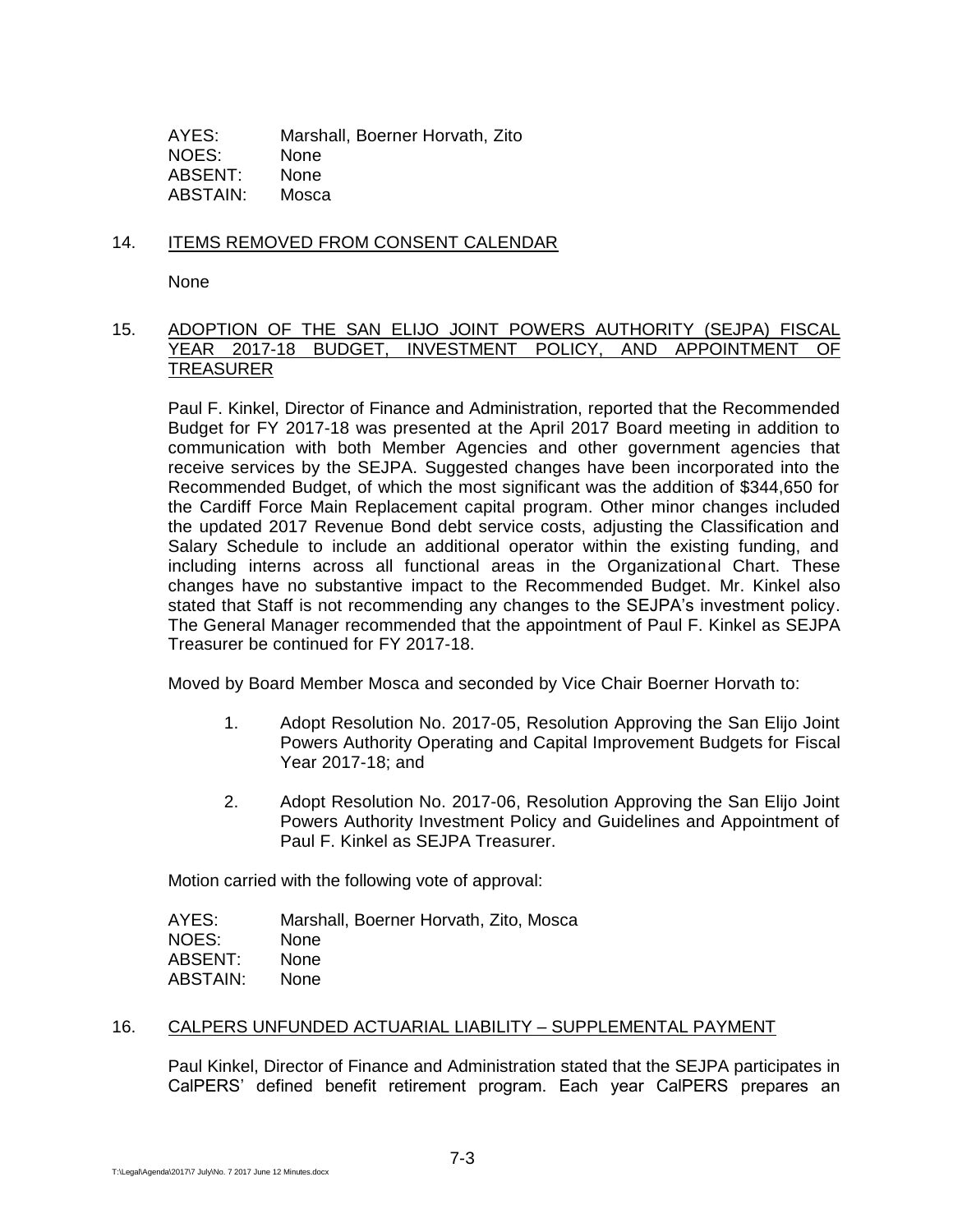| | |
|---|---|
| AYES: | Marshall, Boerner Horvath, Zito |
| NOES: | None |
| ABSENT: | None |
| ABSTAIN: | Mosca |

## 14. ITEMS REMOVED FROM CONSENT CALENDAR

None

## 15. ADOPTION OF THE SAN ELIJO JOINT POWERS AUTHORITY (SEJPA) FISCAL YEAR 2017-18 BUDGET, INVESTMENT POLICY, AND APPOINTMENT OF TREASURER

Paul F. Kinkel, Director of Finance and Administration, reported that the Recommended Budget for FY 2017-18 was presented at the April 2017 Board meeting in addition to communication with both Member Agencies and other government agencies that receive services by the SEJPA. Suggested changes have been incorporated into the Recommended Budget, of which the most significant was the addition of $344,650 for the Cardiff Force Main Replacement capital program. Other minor changes included the updated 2017 Revenue Bond debt service costs, adjusting the Classification and Salary Schedule to include an additional operator within the existing funding, and including interns across all functional areas in the Organizational Chart. These changes have no substantive impact to the Recommended Budget. Mr. Kinkel also stated that Staff is not recommending any changes to the SEJPA's investment policy. The General Manager recommended that the appointment of Paul F. Kinkel as SEJPA Treasurer be continued for FY 2017-18.

Moved by Board Member Mosca and seconded by Vice Chair Boerner Horvath to:

1. Adopt Resolution No. 2017-05, Resolution Approving the San Elijo Joint Powers Authority Operating and Capital Improvement Budgets for Fiscal Year 2017-18; and

2. Adopt Resolution No. 2017-06, Resolution Approving the San Elijo Joint Powers Authority Investment Policy and Guidelines and Appointment of Paul F. Kinkel as SEJPA Treasurer.

Motion carried with the following vote of approval:

| | |
|---|---|
| AYES: | Marshall, Boerner Horvath, Zito, Mosca |
| NOES: | None |
| ABSENT: | None |
| ABSTAIN: | None |

## 16. CALPERS UNFUNDED ACTUARIAL LIABILITY – SUPPLEMENTAL PAYMENT

Paul Kinkel, Director of Finance and Administration stated that the SEJPA participates in CalPERS' defined benefit retirement program. Each year CalPERS prepares an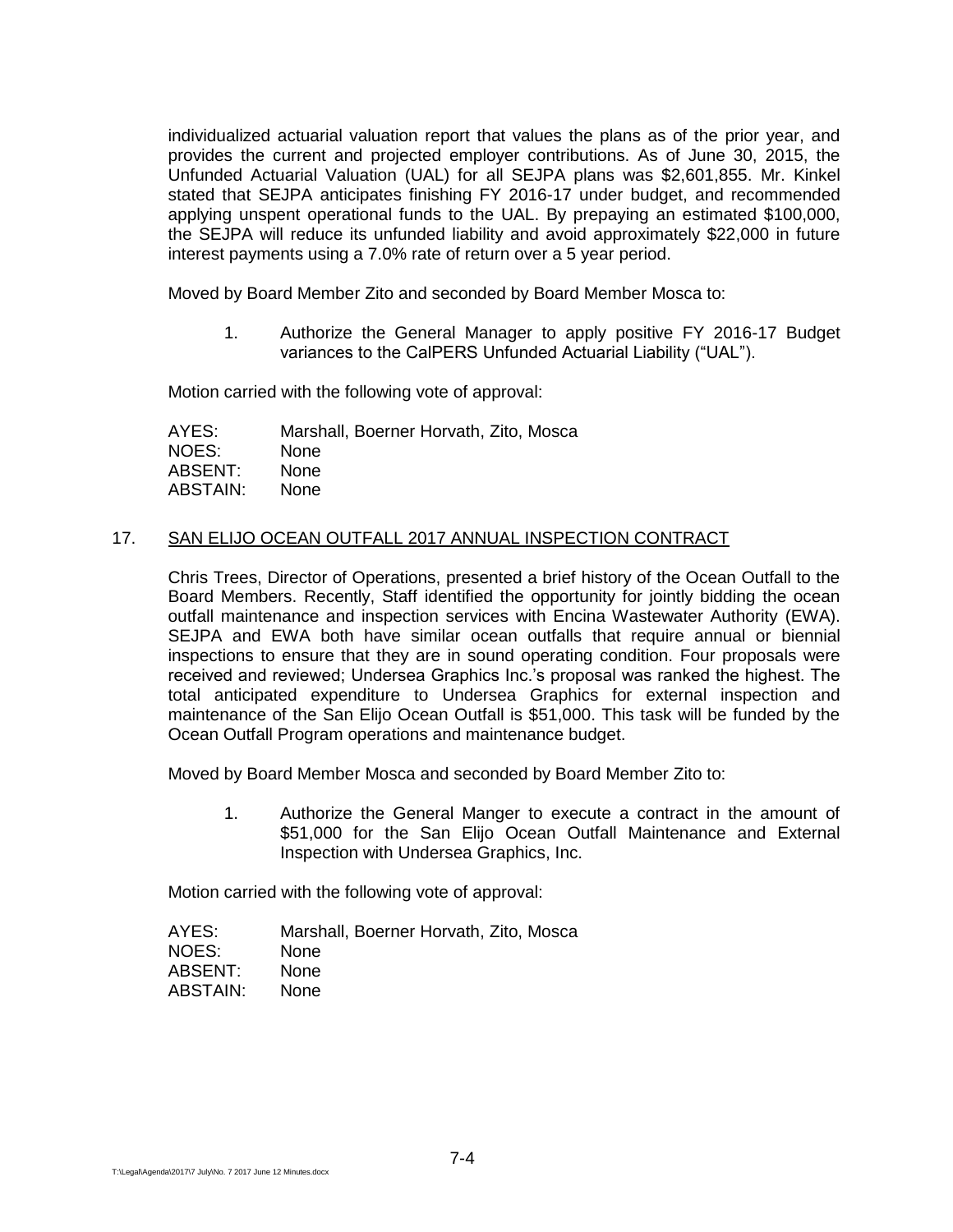individualized actuarial valuation report that values the plans as of the prior year, and provides the current and projected employer contributions. As of June 30, 2015, the Unfunded Actuarial Valuation (UAL) for all SEJPA plans was $2,601,855. Mr. Kinkel stated that SEJPA anticipates finishing FY 2016-17 under budget, and recommended applying unspent operational funds to the UAL. By prepaying an estimated $100,000, the SEJPA will reduce its unfunded liability and avoid approximately $22,000 in future interest payments using a 7.0% rate of return over a 5 year period.

Moved by Board Member Zito and seconded by Board Member Mosca to:

1. Authorize the General Manager to apply positive FY 2016-17 Budget variances to the CalPERS Unfunded Actuarial Liability ("UAL").

Motion carried with the following vote of approval:

AYES: Marshall, Boerner Horvath, Zito, Mosca
NOES: None
ABSENT: None
ABSTAIN: None

17. SAN ELIJO OCEAN OUTFALL 2017 ANNUAL INSPECTION CONTRACT

Chris Trees, Director of Operations, presented a brief history of the Ocean Outfall to the Board Members. Recently, Staff identified the opportunity for jointly bidding the ocean outfall maintenance and inspection services with Encina Wastewater Authority (EWA). SEJPA and EWA both have similar ocean outfalls that require annual or biennial inspections to ensure that they are in sound operating condition. Four proposals were received and reviewed; Undersea Graphics Inc.'s proposal was ranked the highest. The total anticipated expenditure to Undersea Graphics for external inspection and maintenance of the San Elijo Ocean Outfall is $51,000. This task will be funded by the Ocean Outfall Program operations and maintenance budget.

Moved by Board Member Mosca and seconded by Board Member Zito to:

1. Authorize the General Manger to execute a contract in the amount of $51,000 for the San Elijo Ocean Outfall Maintenance and External Inspection with Undersea Graphics, Inc.

Motion carried with the following vote of approval:

AYES: Marshall, Boerner Horvath, Zito, Mosca
NOES: None
ABSENT: None
ABSTAIN: None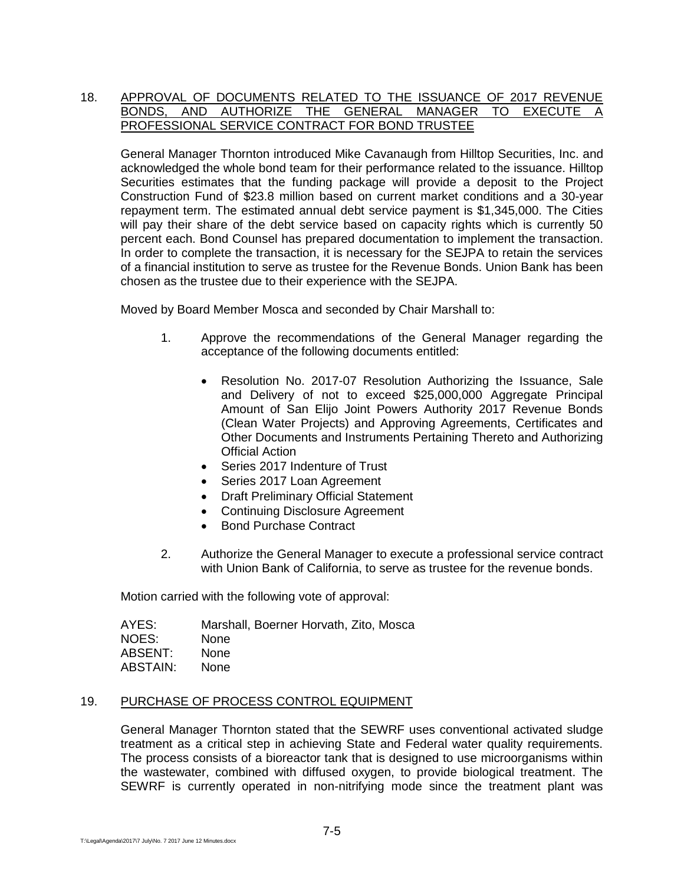18. APPROVAL OF DOCUMENTS RELATED TO THE ISSUANCE OF 2017 REVENUE BONDS, AND AUTHORIZE THE GENERAL MANAGER TO EXECUTE A PROFESSIONAL SERVICE CONTRACT FOR BOND TRUSTEE

General Manager Thornton introduced Mike Cavanaugh from Hilltop Securities, Inc. and acknowledged the whole bond team for their performance related to the issuance. Hilltop Securities estimates that the funding package will provide a deposit to the Project Construction Fund of $23.8 million based on current market conditions and a 30-year repayment term. The estimated annual debt service payment is $1,345,000. The Cities will pay their share of the debt service based on capacity rights which is currently 50 percent each. Bond Counsel has prepared documentation to implement the transaction. In order to complete the transaction, it is necessary for the SEJPA to retain the services of a financial institution to serve as trustee for the Revenue Bonds. Union Bank has been chosen as the trustee due to their experience with the SEJPA.

Moved by Board Member Mosca and seconded by Chair Marshall to:

1. Approve the recommendations of the General Manager regarding the acceptance of the following documents entitled:

   - Resolution No. 2017-07 Resolution Authorizing the Issuance, Sale and Delivery of not to exceed $25,000,000 Aggregate Principal Amount of San Elijo Joint Powers Authority 2017 Revenue Bonds (Clean Water Projects) and Approving Agreements, Certificates and Other Documents and Instruments Pertaining Thereto and Authorizing Official Action
   - Series 2017 Indenture of Trust
   - Series 2017 Loan Agreement
   - Draft Preliminary Official Statement
   - Continuing Disclosure Agreement
   - Bond Purchase Contract

2. Authorize the General Manager to execute a professional service contract with Union Bank of California, to serve as trustee for the revenue bonds.

Motion carried with the following vote of approval:

AYES: Marshall, Boerner Horvath, Zito, Mosca
NOES: None
ABSENT: None
ABSTAIN: None

19. PURCHASE OF PROCESS CONTROL EQUIPMENT

General Manager Thornton stated that the SEWRF uses conventional activated sludge treatment as a critical step in achieving State and Federal water quality requirements. The process consists of a bioreactor tank that is designed to use microorganisms within the wastewater, combined with diffused oxygen, to provide biological treatment. The SEWRF is currently operated in non-nitrifying mode since the treatment plant was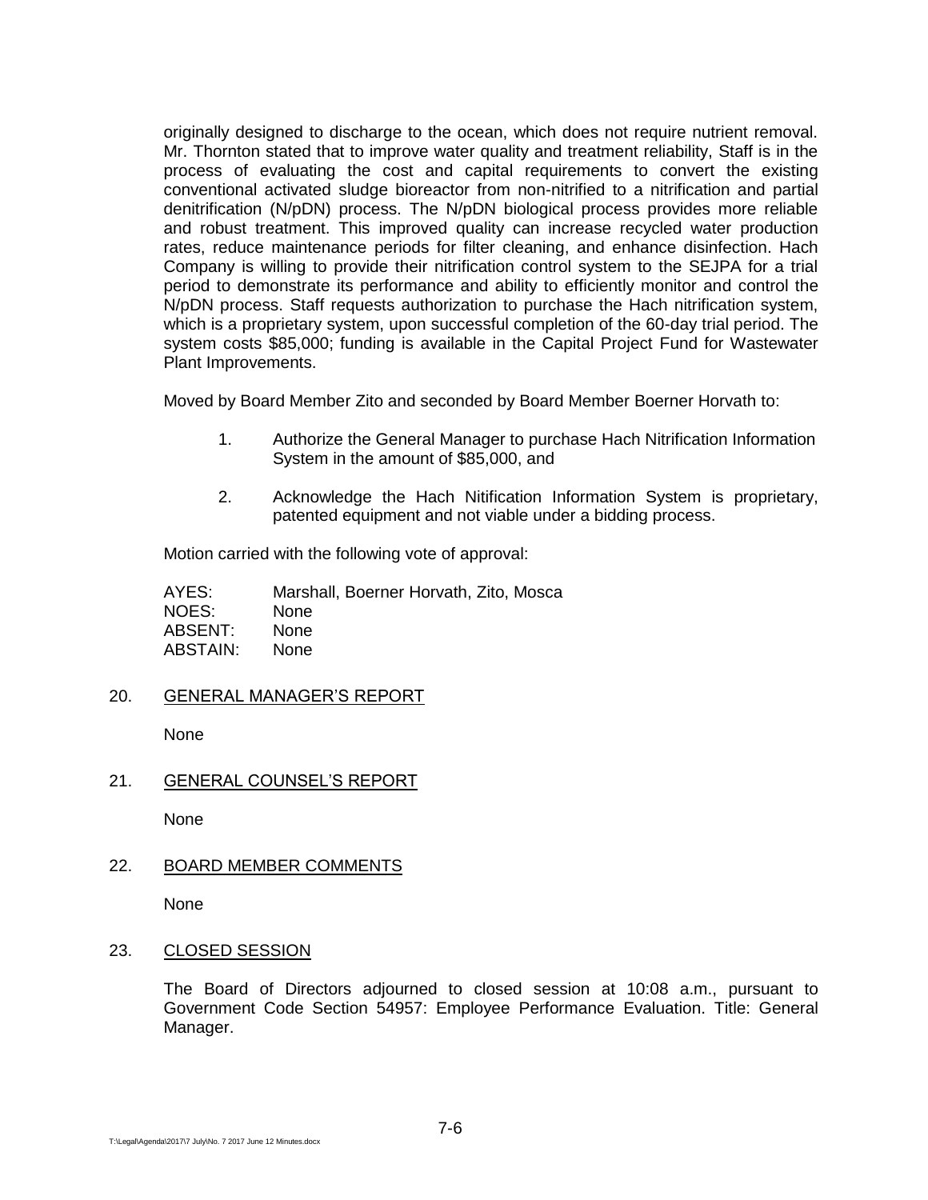originally designed to discharge to the ocean, which does not require nutrient removal. Mr. Thornton stated that to improve water quality and treatment reliability, Staff is in the process of evaluating the cost and capital requirements to convert the existing conventional activated sludge bioreactor from non-nitrified to a nitrification and partial denitrification (N/pDN) process. The N/pDN biological process provides more reliable and robust treatment. This improved quality can increase recycled water production rates, reduce maintenance periods for filter cleaning, and enhance disinfection. Hach Company is willing to provide their nitrification control system to the SEJPA for a trial period to demonstrate its performance and ability to efficiently monitor and control the N/pDN process. Staff requests authorization to purchase the Hach nitrification system, which is a proprietary system, upon successful completion of the 60-day trial period. The system costs $85,000; funding is available in the Capital Project Fund for Wastewater Plant Improvements.

Moved by Board Member Zito and seconded by Board Member Boerner Horvath to:

1. Authorize the General Manager to purchase Hach Nitrification Information System in the amount of $85,000, and
2. Acknowledge the Hach Nitification Information System is proprietary, patented equipment and not viable under a bidding process.

Motion carried with the following vote of approval:

AYES: Marshall, Boerner Horvath, Zito, Mosca
NOES: None
ABSENT: None
ABSTAIN: None

20. GENERAL MANAGER'S REPORT

None

21. GENERAL COUNSEL'S REPORT

None

22. BOARD MEMBER COMMENTS

None

23. CLOSED SESSION

The Board of Directors adjourned to closed session at 10:08 a.m., pursuant to Government Code Section 54957: Employee Performance Evaluation. Title: General Manager.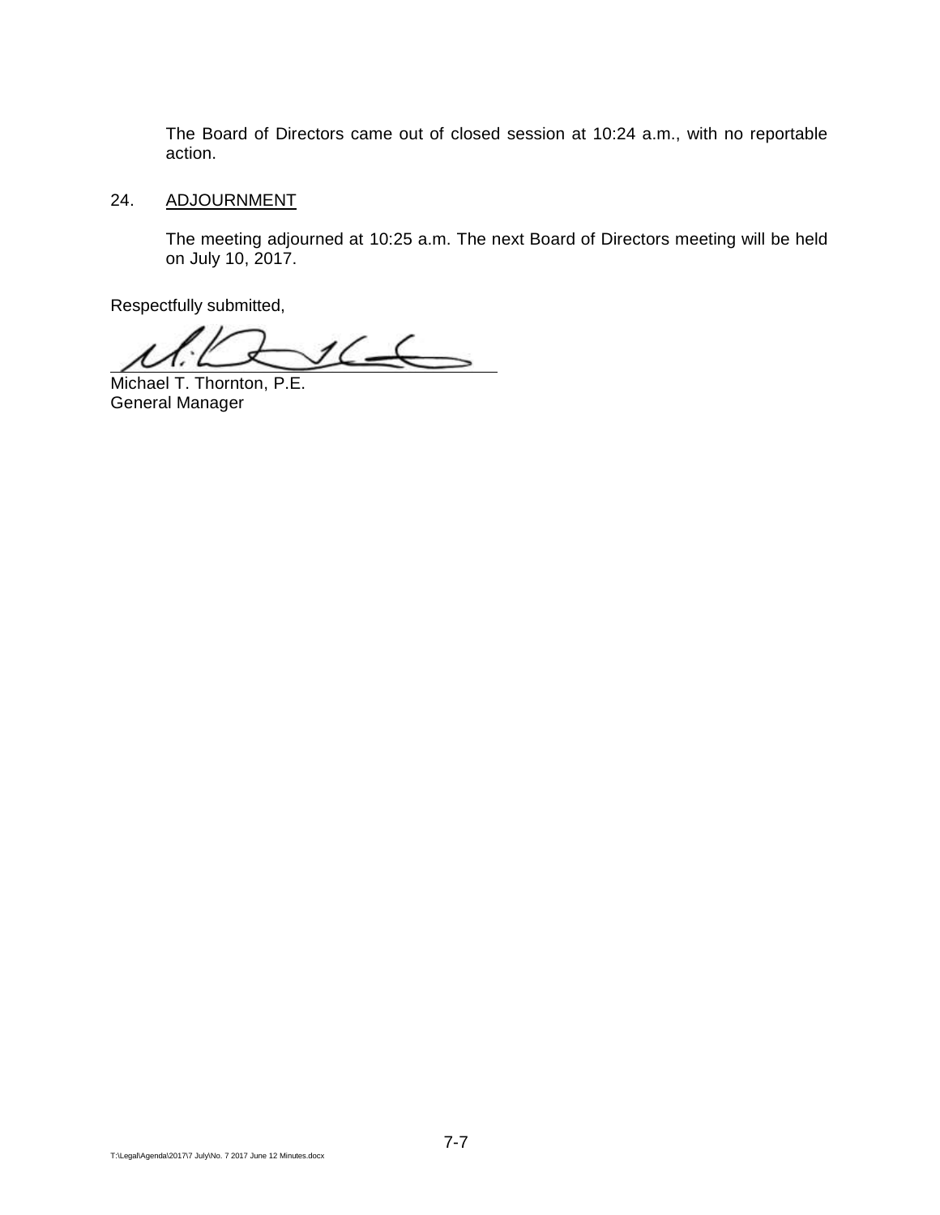The Board of Directors came out of closed session at 10:24 a.m., with no reportable action.

24. ADJOURNMENT

The meeting adjourned at 10:25 a.m. The next Board of Directors meeting will be held on July 10, 2017.

Respectfully submitted,

Michael T. Thornton, P.E.
General Manager

T:\Legal\Agenda\2017\7 July\No. 7 2017 June 12 Minutes.docx